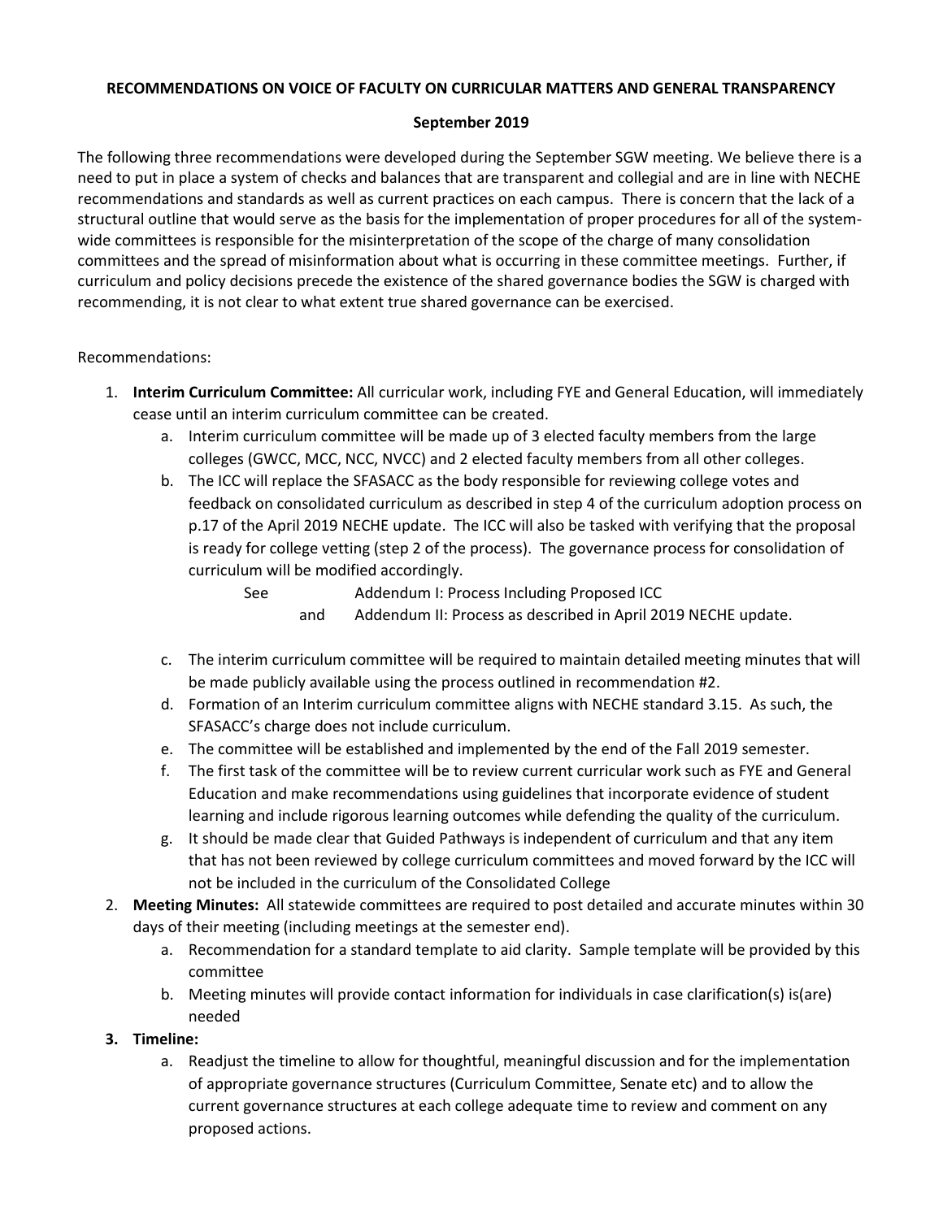**RECOMMENDATIONS ON VOICE OF FACULTY ON CURRICULAR MATTERS AND GENERAL TRANSPARENCY**

**September 2019**

The following three recommendations were developed during the September SGW meeting. We believe there is a need to put in place a system of checks and balances that are transparent and collegial and are in line with NECHE recommendations and standards as well as current practices on each campus. There is concern that the lack of a structural outline that would serve as the basis for the implementation of proper procedures for all of the system-wide committees is responsible for the misinterpretation of the scope of the charge of many consolidation committees and the spread of misinformation about what is occurring in these committee meetings. Further, if curriculum and policy decisions precede the existence of the shared governance bodies the SGW is charged with recommending, it is not clear to what extent true shared governance can be exercised.

Recommendations:

1. **Interim Curriculum Committee:** All curricular work, including FYE and General Education, will immediately cease until an interim curriculum committee can be created.
   a. Interim curriculum committee will be made up of 3 elected faculty members from the large colleges (GWCC, MCC, NCC, NVCC) and 2 elected faculty members from all other colleges.
   b. The ICC will replace the SFASACC as the body responsible for reviewing college votes and feedback on consolidated curriculum as described in step 4 of the curriculum adoption process on p.17 of the April 2019 NECHE update. The ICC will also be tasked with verifying that the proposal is ready for college vetting (step 2 of the process). The governance process for consolidation of curriculum will be modified accordingly.

      See Addendum I: Process Including Proposed ICC
      and Addendum II: Process as described in April 2019 NECHE update.

   c. The interim curriculum committee will be required to maintain detailed meeting minutes that will be made publicly available using the process outlined in recommendation #2.
   d. Formation of an Interim curriculum committee aligns with NECHE standard 3.15. As such, the SFASACC's charge does not include curriculum.
   e. The committee will be established and implemented by the end of the Fall 2019 semester.
   f. The first task of the committee will be to review current curricular work such as FYE and General Education and make recommendations using guidelines that incorporate evidence of student learning and include rigorous learning outcomes while defending the quality of the curriculum.
   g. It should be made clear that Guided Pathways is independent of curriculum and that any item that has not been reviewed by college curriculum committees and moved forward by the ICC will not be included in the curriculum of the Consolidated College
2. **Meeting Minutes:** All statewide committees are required to post detailed and accurate minutes within 30 days of their meeting (including meetings at the semester end).
   a. Recommendation for a standard template to aid clarity. Sample template will be provided by this committee
   b. Meeting minutes will provide contact information for individuals in case clarification(s) is(are) needed
3. **Timeline:**
   a. Readjust the timeline to allow for thoughtful, meaningful discussion and for the implementation of appropriate governance structures (Curriculum Committee, Senate etc) and to allow the current governance structures at each college adequate time to review and comment on any proposed actions.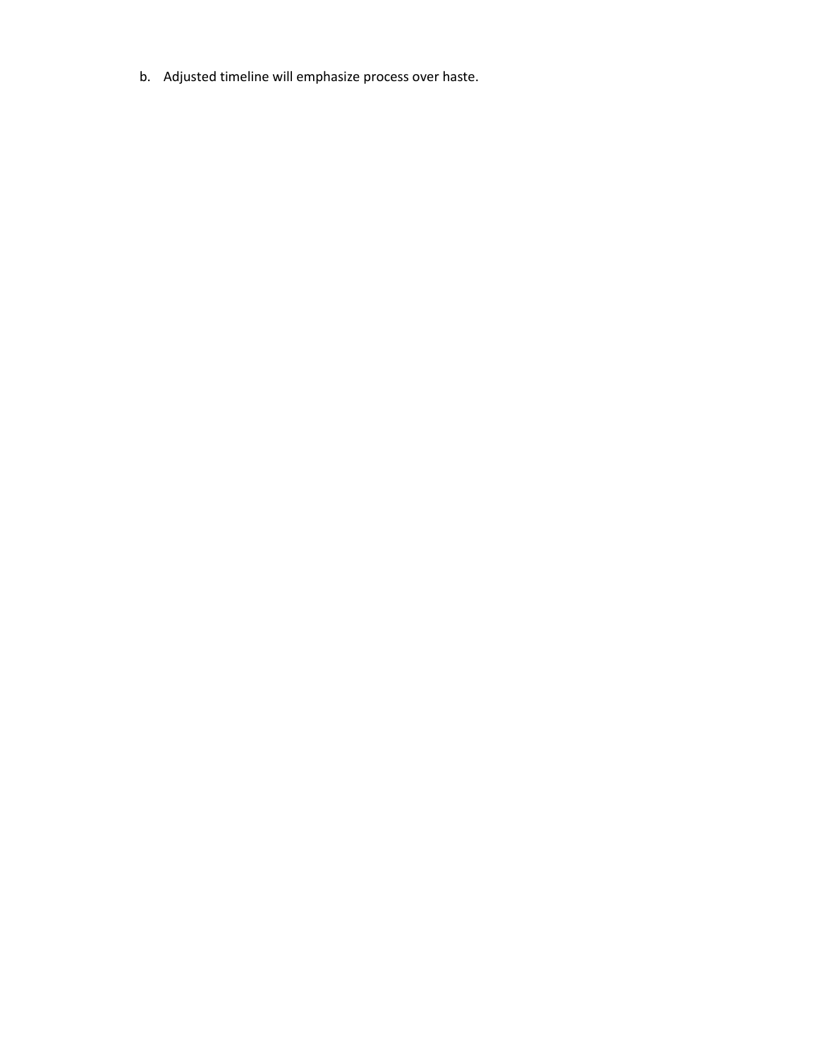b. Adjusted timeline will emphasize process over haste.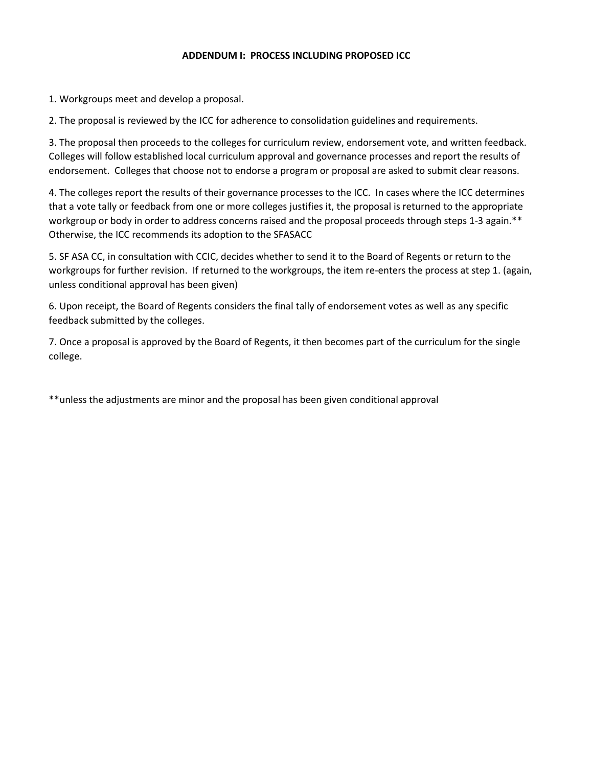**ADDENDUM I: PROCESS INCLUDING PROPOSED ICC**

1. Workgroups meet and develop a proposal.

2. The proposal is reviewed by the ICC for adherence to consolidation guidelines and requirements.

3. The proposal then proceeds to the colleges for curriculum review, endorsement vote, and written feedback. Colleges will follow established local curriculum approval and governance processes and report the results of endorsement. Colleges that choose not to endorse a program or proposal are asked to submit clear reasons.

4. The colleges report the results of their governance processes to the ICC. In cases where the ICC determines that a vote tally or feedback from one or more colleges justifies it, the proposal is returned to the appropriate workgroup or body in order to address concerns raised and the proposal proceeds through steps 1-3 again.** Otherwise, the ICC recommends its adoption to the SFASACC

5. SF ASA CC, in consultation with CCIC, decides whether to send it to the Board of Regents or return to the workgroups for further revision. If returned to the workgroups, the item re-enters the process at step 1. (again, unless conditional approval has been given)

6. Upon receipt, the Board of Regents considers the final tally of endorsement votes as well as any specific feedback submitted by the colleges.

7. Once a proposal is approved by the Board of Regents, it then becomes part of the curriculum for the single college.

**unless the adjustments are minor and the proposal has been given conditional approval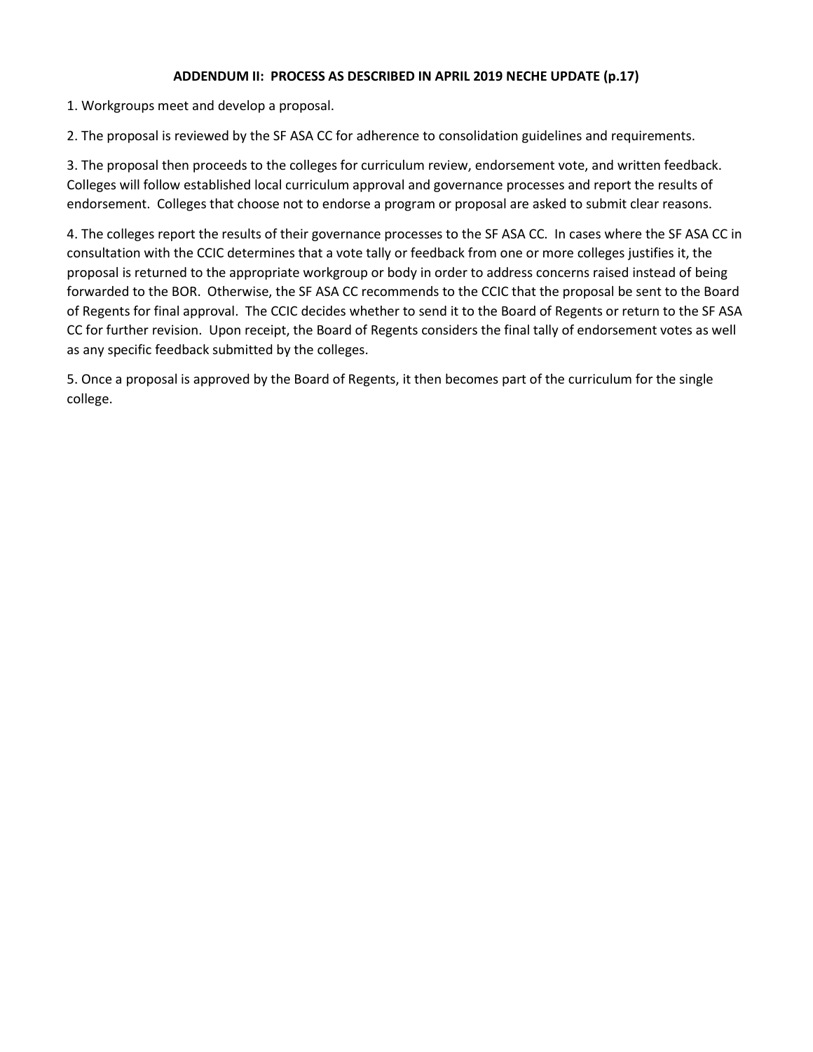**ADDENDUM II: PROCESS AS DESCRIBED IN APRIL 2019 NECHE UPDATE (p.17)**

1. Workgroups meet and develop a proposal.

2. The proposal is reviewed by the SF ASA CC for adherence to consolidation guidelines and requirements.

3. The proposal then proceeds to the colleges for curriculum review, endorsement vote, and written feedback. Colleges will follow established local curriculum approval and governance processes and report the results of endorsement. Colleges that choose not to endorse a program or proposal are asked to submit clear reasons.

4. The colleges report the results of their governance processes to the SF ASA CC. In cases where the SF ASA CC in consultation with the CCIC determines that a vote tally or feedback from one or more colleges justifies it, the proposal is returned to the appropriate workgroup or body in order to address concerns raised instead of being forwarded to the BOR. Otherwise, the SF ASA CC recommends to the CCIC that the proposal be sent to the Board of Regents for final approval. The CCIC decides whether to send it to the Board of Regents or return to the SF ASA CC for further revision. Upon receipt, the Board of Regents considers the final tally of endorsement votes as well as any specific feedback submitted by the colleges.

5. Once a proposal is approved by the Board of Regents, it then becomes part of the curriculum for the single college.